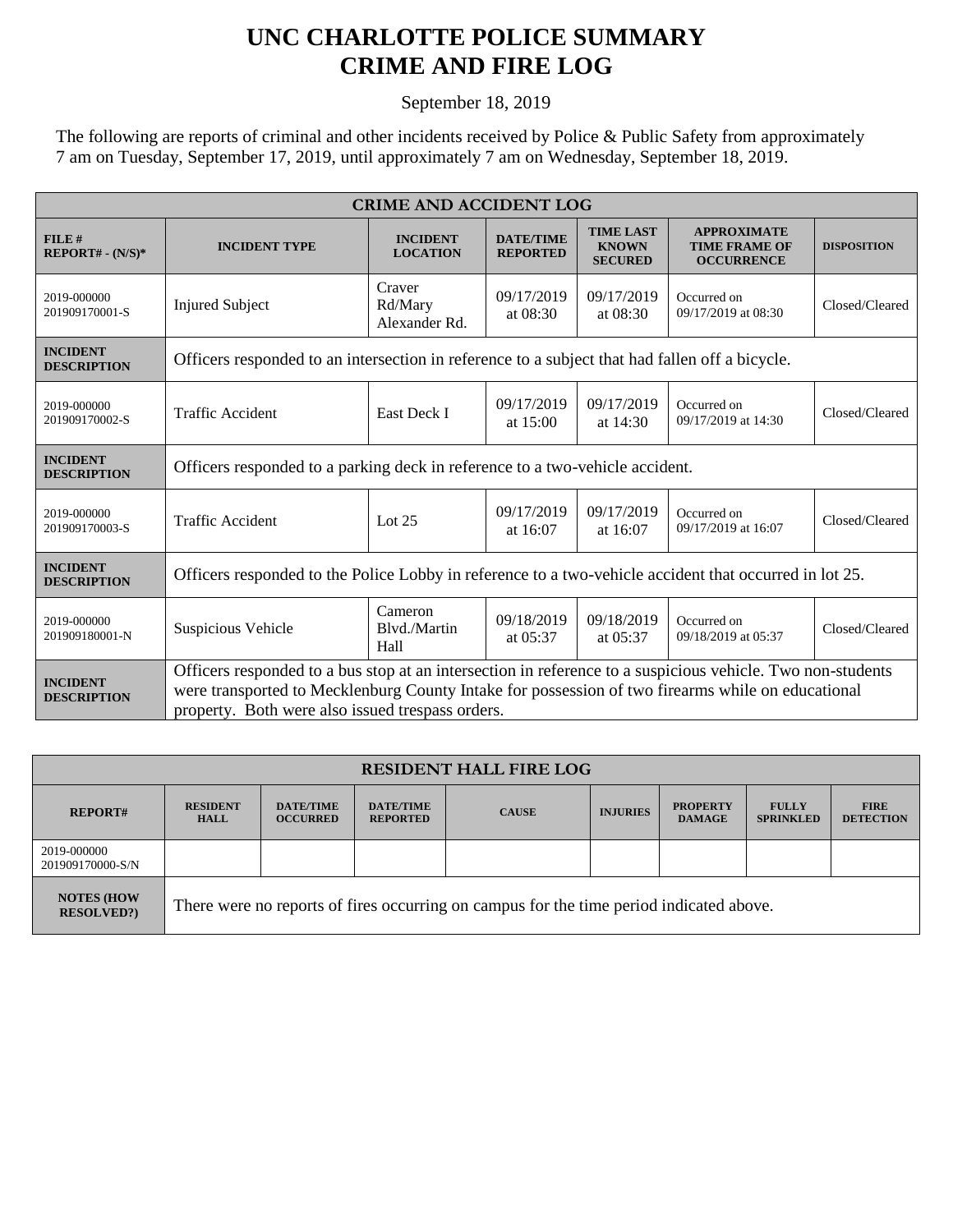# UNC CHARLOTTE POLICE SUMMARY
# CRIME AND FIRE LOG

September 18, 2019

The following are reports of criminal and other incidents received by Police & Public Safety from approximately 7 am on Tuesday, September 17, 2019, until approximately 7 am on Wednesday, September 18, 2019.

| CRIME AND ACCIDENT LOG | | | | | | |
|---|---|---|---|---|---|---|
| **FILE # REPORT# - (N/S)*** | **INCIDENT TYPE** | **INCIDENT LOCATION** | **DATE/TIME REPORTED** | **TIME LAST KNOWN SECURED** | **APPROXIMATE TIME FRAME OF OCCURRENCE** | **DISPOSITION** |
| 2019-000000 201909170001-S | Injured Subject | Craver Rd/Mary Alexander Rd. | 09/17/2019 at 08:30 | 09/17/2019 at 08:30 | Occurred on 09/17/2019 at 08:30 | Closed/Cleared |
| **INCIDENT DESCRIPTION** | Officers responded to an intersection in reference to a subject that had fallen off a bicycle. | | | | | |
| 2019-000000 201909170002-S | Traffic Accident | East Deck I | 09/17/2019 at 15:00 | 09/17/2019 at 14:30 | Occurred on 09/17/2019 at 14:30 | Closed/Cleared |
| **INCIDENT DESCRIPTION** | Officers responded to a parking deck in reference to a two-vehicle accident. | | | | | |
| 2019-000000 201909170003-S | Traffic Accident | Lot 25 | 09/17/2019 at 16:07 | 09/17/2019 at 16:07 | Occurred on 09/17/2019 at 16:07 | Closed/Cleared |
| **INCIDENT DESCRIPTION** | Officers responded to the Police Lobby in reference to a two-vehicle accident that occurred in lot 25. | | | | | |
| 2019-000000 201909180001-N | Suspicious Vehicle | Cameron Blvd./Martin Hall | 09/18/2019 at 05:37 | 09/18/2019 at 05:37 | Occurred on 09/18/2019 at 05:37 | Closed/Cleared |
| **INCIDENT DESCRIPTION** | Officers responded to a bus stop at an intersection in reference to a suspicious vehicle. Two non-students were transported to Mecklenburg County Intake for possession of two firearms while on educational property. Both were also issued trespass orders. | | | | | |

| RESIDENT HALL FIRE LOG | | | | | | | | |
|---|---|---|---|---|---|---|---|---|
| **REPORT#** | **RESIDENT HALL** | **DATE/TIME OCCURRED** | **DATE/TIME REPORTED** | **CAUSE** | **INJURIES** | **PROPERTY DAMAGE** | **FULLY SPRINKLED** | **FIRE DETECTION** |
| 2019-000000 201909170000-S/N | | | | | | | | |
| **NOTES (HOW RESOLVED?)** | There were no reports of fires occurring on campus for the time period indicated above. | | | | | | | |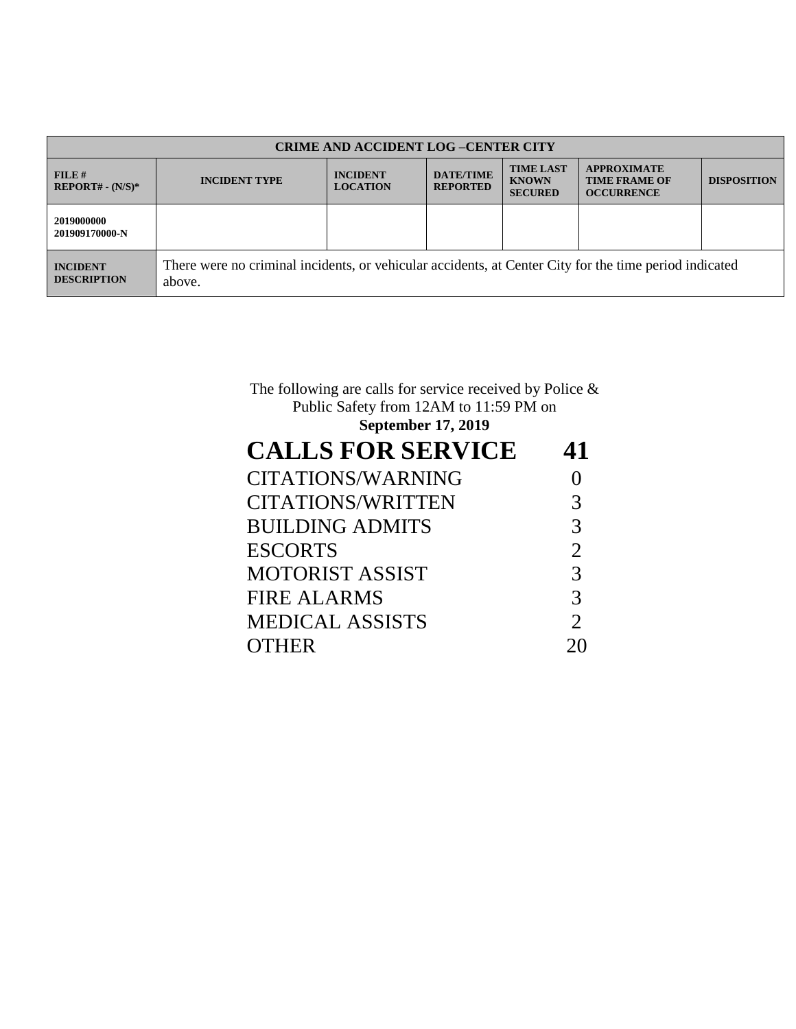| CRIME AND ACCIDENT LOG –CENTER CITY | | | | | | |
|---|---|---|---|---|---|---|
| **FILE # REPORT# - (N/S)*** | **INCIDENT TYPE** | **INCIDENT LOCATION** | **DATE/TIME REPORTED** | **TIME LAST KNOWN SECURED** | **APPROXIMATE TIME FRAME OF OCCURRENCE** | **DISPOSITION** |
| **2019000000 201909170000-N** | | | | | | |
| **INCIDENT DESCRIPTION** | There were no criminal incidents, or vehicular accidents, at Center City for the time period indicated above. | | | | | |

The following are calls for service received by Police & Public Safety from 12AM to 11:59 PM on

**September 17, 2019**

| | |
|---|---|
| **CALLS FOR SERVICE** | **41** |
| CITATIONS/WARNING | 0 |
| CITATIONS/WRITTEN | 3 |
| BUILDING ADMITS | 3 |
| ESCORTS | 2 |
| MOTORIST ASSIST | 3 |
| FIRE ALARMS | 3 |
| MEDICAL ASSISTS | 2 |
| OTHER | 20 |